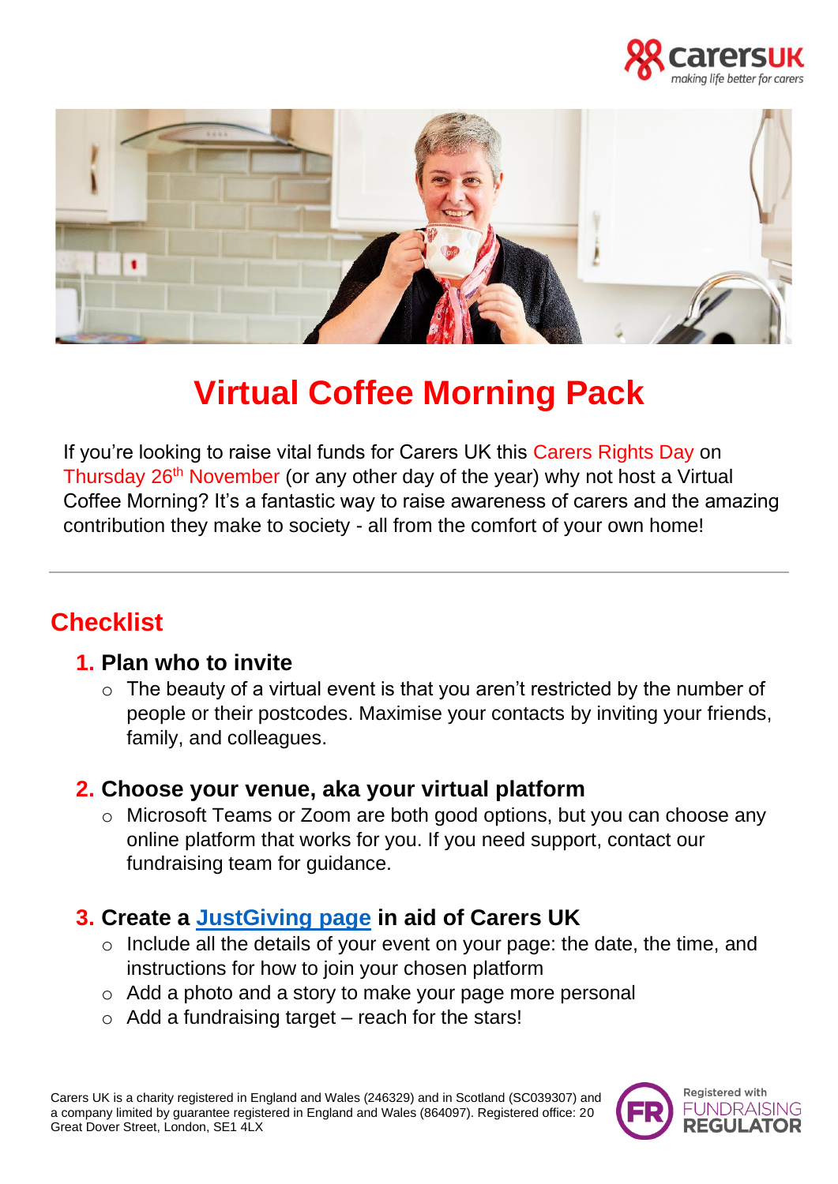# Virtual Coffee Morning Pack

If you're looking to raise vital funds for Carers UK this Carers Rights Day on Thursday 26th November (or any other day of the year) why not host a Virtual Coffee Morning? It's a fantastic way to raise awareness of carers and the amazing contribution they make to society - all from the comfort of your own home!

---

## Checklist

### 1. Plan who to invite

- The beauty of a virtual event is that you aren't restricted by the number of people or their postcodes. Maximise your contacts by inviting your friends, family, and colleagues.

### 2. Choose your venue, aka your virtual platform

- Microsoft Teams or Zoom are both good options, but you can choose any online platform that works for you. If you need support, contact our fundraising team for guidance.

### 3. Create a JustGiving page in aid of Carers UK

- Include all the details of your event on your page: the date, the time, and instructions for how to join your chosen platform
- Add a photo and a story to make your page more personal
- Add a fundraising target – reach for the stars!

Carers UK is a charity registered in England and Wales (246329) and in Scotland (SC039307) and a company limited by guarantee registered in England and Wales (864097). Registered office: 20 Great Dover Street, London, SE1 4LX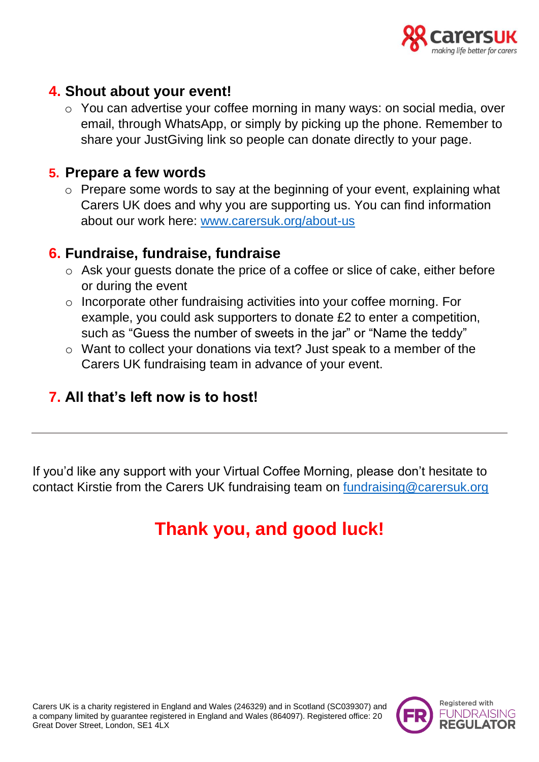## 4. Shout about your event!

- You can advertise your coffee morning in many ways: on social media, over email, through WhatsApp, or simply by picking up the phone. Remember to share your JustGiving link so people can donate directly to your page.

## 5. Prepare a few words

- Prepare some words to say at the beginning of your event, explaining what Carers UK does and why you are supporting us. You can find information about our work here: [www.carersuk.org/about-us](http://www.carersuk.org/about-us)

## 6. Fundraise, fundraise, fundraise

- Ask your guests donate the price of a coffee or slice of cake, either before or during the event
- Incorporate other fundraising activities into your coffee morning. For example, you could ask supporters to donate £2 to enter a competition, such as "Guess the number of sweets in the jar" or "Name the teddy"
- Want to collect your donations via text? Just speak to a member of the Carers UK fundraising team in advance of your event.

## 7. All that's left now is to host!

---

If you'd like any support with your Virtual Coffee Morning, please don't hesitate to contact Kirstie from the Carers UK fundraising team on [fundraising@carersuk.org](mailto:fundraising@carersuk.org)

## Thank you, and good luck!

Carers UK is a charity registered in England and Wales (246329) and in Scotland (SC039307) and a company limited by guarantee registered in England and Wales (864097). Registered office: 20 Great Dover Street, London, SE1 4LX

Registered with FUNDRAISING REGULATOR